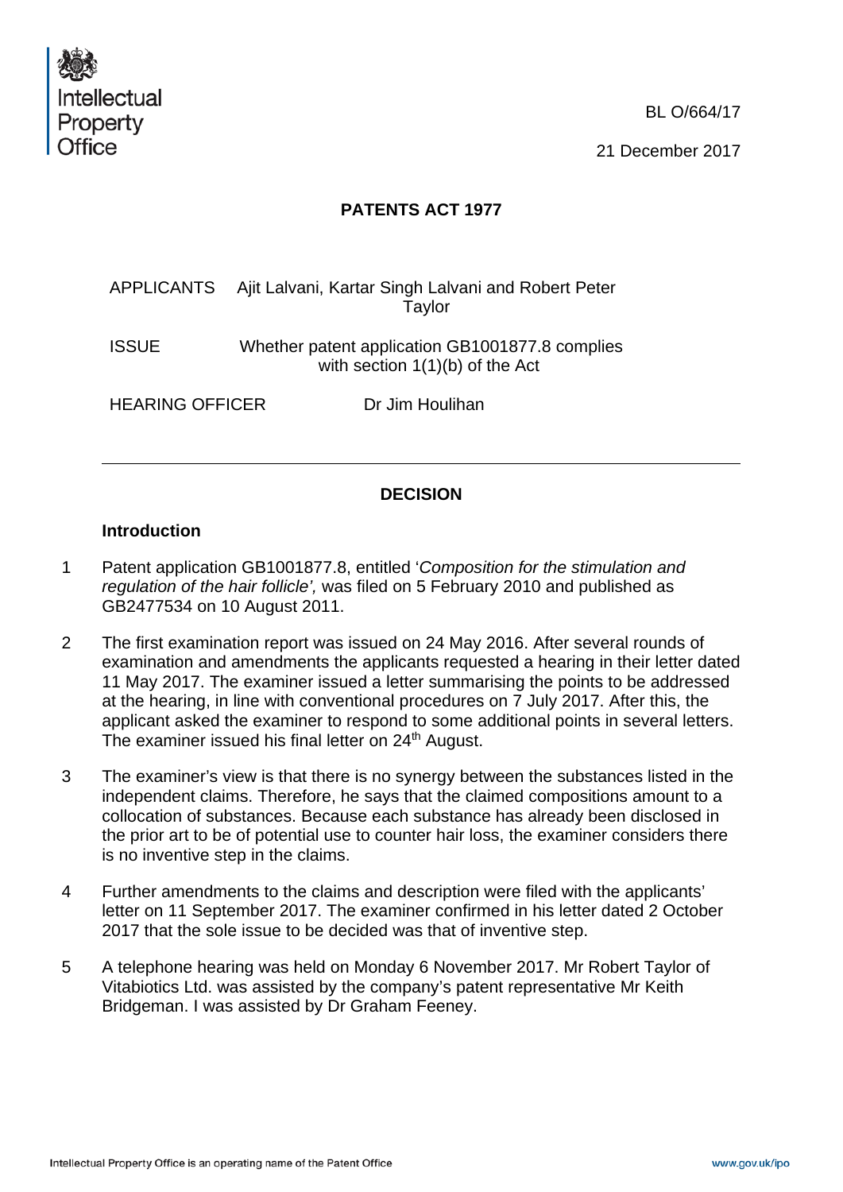Intellectual Property Office

BL O/664/17

21 December 2017

# PATENTS ACT 1977

| | |
|---|---|
| APPLICANTS | Ajit Lalvani, Kartar Singh Lalvani and Robert Peter Taylor |
| ISSUE | Whether patent application GB1001877.8 complies with section 1(1)(b) of the Act |
| HEARING OFFICER | Dr Jim Houlihan |

---

## DECISION

### Introduction

1 Patent application GB1001877.8, entitled '*Composition for the stimulation and regulation of the hair follicle',* was filed on 5 February 2010 and published as GB2477534 on 10 August 2011.

2 The first examination report was issued on 24 May 2016. After several rounds of examination and amendments the applicants requested a hearing in their letter dated 11 May 2017. The examiner issued a letter summarising the points to be addressed at the hearing, in line with conventional procedures on 7 July 2017. After this, the applicant asked the examiner to respond to some additional points in several letters. The examiner issued his final letter on 24th August.

3 The examiner's view is that there is no synergy between the substances listed in the independent claims. Therefore, he says that the claimed compositions amount to a collocation of substances. Because each substance has already been disclosed in the prior art to be of potential use to counter hair loss, the examiner considers there is no inventive step in the claims.

4 Further amendments to the claims and description were filed with the applicants' letter on 11 September 2017. The examiner confirmed in his letter dated 2 October 2017 that the sole issue to be decided was that of inventive step.

5 A telephone hearing was held on Monday 6 November 2017. Mr Robert Taylor of Vitabiotics Ltd. was assisted by the company's patent representative Mr Keith Bridgeman. I was assisted by Dr Graham Feeney.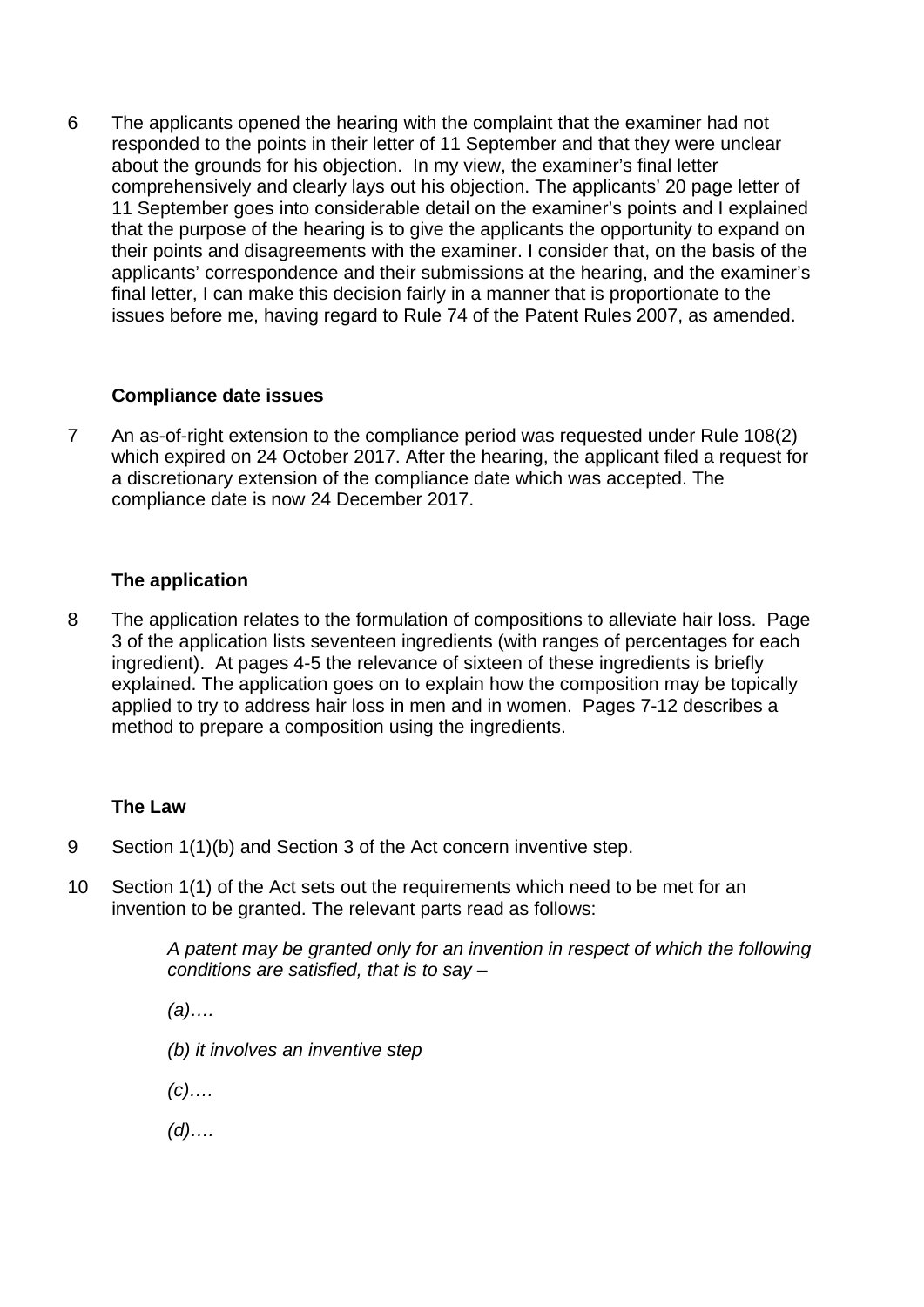6 The applicants opened the hearing with the complaint that the examiner had not responded to the points in their letter of 11 September and that they were unclear about the grounds for his objection. In my view, the examiner's final letter comprehensively and clearly lays out his objection. The applicants' 20 page letter of 11 September goes into considerable detail on the examiner's points and I explained that the purpose of the hearing is to give the applicants the opportunity to expand on their points and disagreements with the examiner. I consider that, on the basis of the applicants' correspondence and their submissions at the hearing, and the examiner's final letter, I can make this decision fairly in a manner that is proportionate to the issues before me, having regard to Rule 74 of the Patent Rules 2007, as amended.

### Compliance date issues

7 An as-of-right extension to the compliance period was requested under Rule 108(2) which expired on 24 October 2017. After the hearing, the applicant filed a request for a discretionary extension of the compliance date which was accepted. The compliance date is now 24 December 2017.

### The application

8 The application relates to the formulation of compositions to alleviate hair loss. Page 3 of the application lists seventeen ingredients (with ranges of percentages for each ingredient). At pages 4-5 the relevance of sixteen of these ingredients is briefly explained. The application goes on to explain how the composition may be topically applied to try to address hair loss in men and in women. Pages 7-12 describes a method to prepare a composition using the ingredients.

### The Law

9 Section 1(1)(b) and Section 3 of the Act concern inventive step.

10 Section 1(1) of the Act sets out the requirements which need to be met for an invention to be granted. The relevant parts read as follows:

> *A patent may be granted only for an invention in respect of which the following conditions are satisfied, that is to say –*
>
> *(a)….*
>
> *(b) it involves an inventive step*
>
> *(c)….*
>
> *(d)….*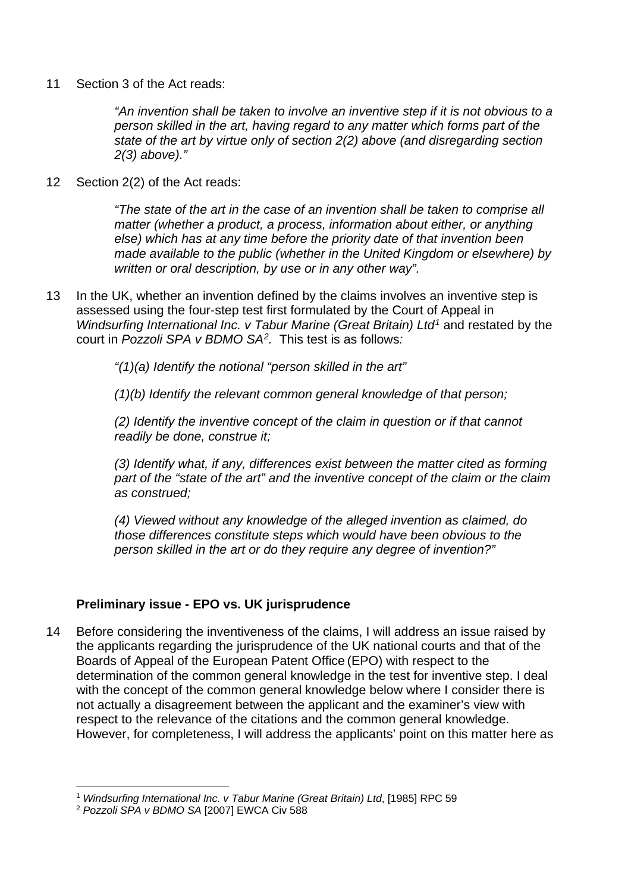11 Section 3 of the Act reads:

> *"An invention shall be taken to involve an inventive step if it is not obvious to a person skilled in the art, having regard to any matter which forms part of the state of the art by virtue only of section 2(2) above (and disregarding section 2(3) above)."*

12 Section 2(2) of the Act reads:

> *"The state of the art in the case of an invention shall be taken to comprise all matter (whether a product, a process, information about either, or anything else) which has at any time before the priority date of that invention been made available to the public (whether in the United Kingdom or elsewhere) by written or oral description, by use or in any other way".*

13 In the UK, whether an invention defined by the claims involves an inventive step is assessed using the four-step test first formulated by the Court of Appeal in *Windsurfing International Inc. v Tabur Marine (Great Britain) Ltd*[1] and restated by the court in *Pozzoli SPA v BDMO SA*[2]. This test is as follows*:*

> *"(1)(a) Identify the notional "person skilled in the art"*
>
> *(1)(b) Identify the relevant common general knowledge of that person;*
>
> *(2) Identify the inventive concept of the claim in question or if that cannot readily be done, construe it;*
>
> *(3) Identify what, if any, differences exist between the matter cited as forming part of the "state of the art" and the inventive concept of the claim or the claim as construed;*
>
> *(4) Viewed without any knowledge of the alleged invention as claimed, do those differences constitute steps which would have been obvious to the person skilled in the art or do they require any degree of invention?"*

**Preliminary issue - EPO vs. UK jurisprudence**

14 Before considering the inventiveness of the claims, I will address an issue raised by the applicants regarding the jurisprudence of the UK national courts and that of the Boards of Appeal of the European Patent Office (EPO) with respect to the determination of the common general knowledge in the test for inventive step. I deal with the concept of the common general knowledge below where I consider there is not actually a disagreement between the applicant and the examiner's view with respect to the relevance of the citations and the common general knowledge. However, for completeness, I will address the applicants' point on this matter here as

---

[1] *Windsurfing International Inc. v Tabur Marine (Great Britain) Ltd*, [1985] RPC 59

[2] *Pozzoli SPA v BDMO SA* [2007] EWCA Civ 588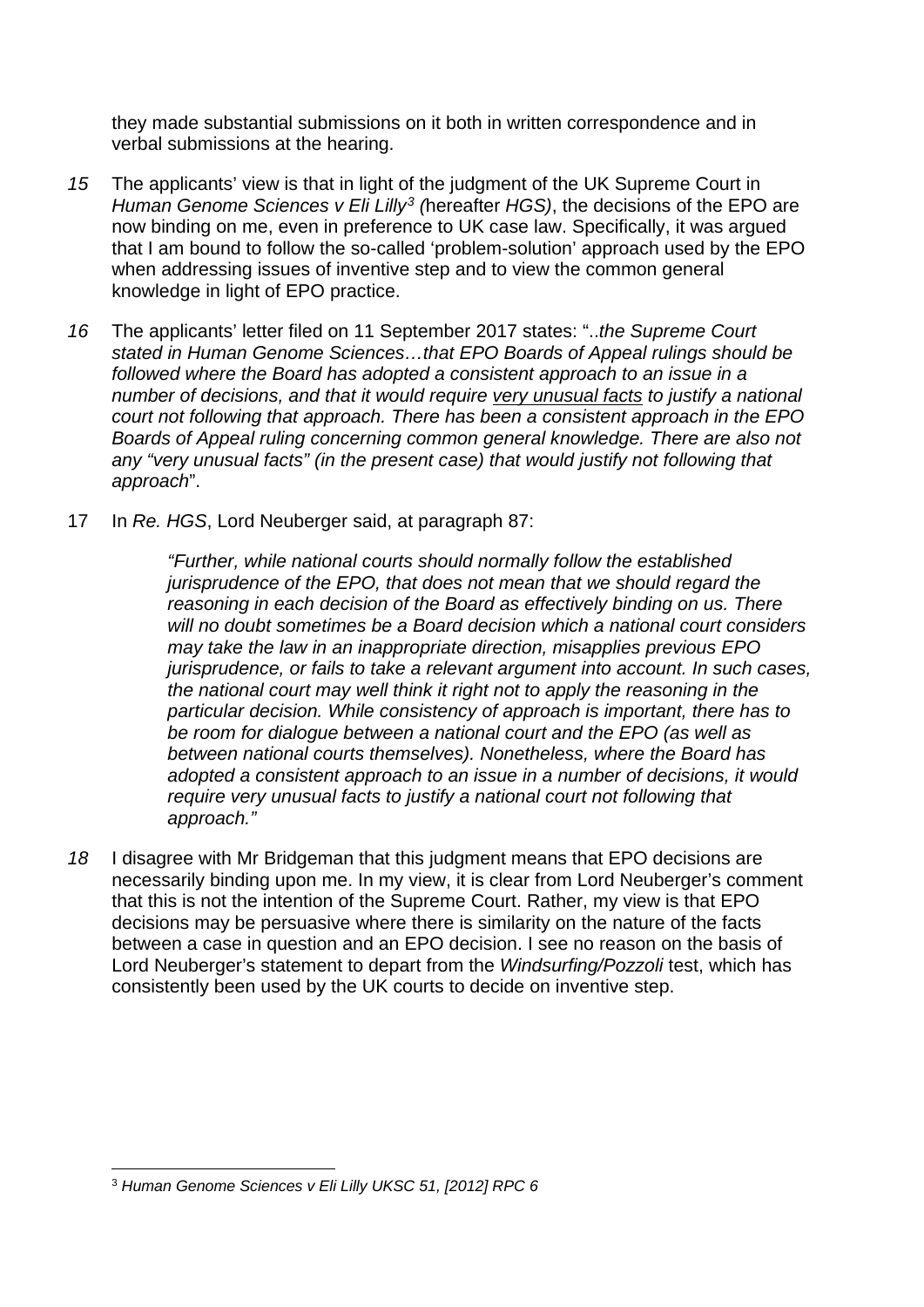they made substantial submissions on it both in written correspondence and in verbal submissions at the hearing.

*15* The applicants' view is that in light of the judgment of the UK Supreme Court in *Human Genome Sciences v Eli Lilly*[3] *(*hereafter *HGS)*, the decisions of the EPO are now binding on me, even in preference to UK case law. Specifically, it was argued that I am bound to follow the so-called 'problem-solution' approach used by the EPO when addressing issues of inventive step and to view the common general knowledge in light of EPO practice.

*16* The applicants' letter filed on 11 September 2017 states: "..*the Supreme Court stated in Human Genome Sciences…that EPO Boards of Appeal rulings should be followed where the Board has adopted a consistent approach to an issue in a number of decisions, and that it would require* <u>*very unusual facts*</u> *to justify a national court not following that approach. There has been a consistent approach in the EPO Boards of Appeal ruling concerning common general knowledge. There are also not any "very unusual facts" (in the present case) that would justify not following that approach*".

17 In *Re. HGS*, Lord Neuberger said, at paragraph 87:

> *"Further, while national courts should normally follow the established jurisprudence of the EPO, that does not mean that we should regard the reasoning in each decision of the Board as effectively binding on us. There will no doubt sometimes be a Board decision which a national court considers may take the law in an inappropriate direction, misapplies previous EPO jurisprudence, or fails to take a relevant argument into account. In such cases, the national court may well think it right not to apply the reasoning in the particular decision. While consistency of approach is important, there has to be room for dialogue between a national court and the EPO (as well as between national courts themselves). Nonetheless, where the Board has adopted a consistent approach to an issue in a number of decisions, it would require very unusual facts to justify a national court not following that approach."*

*18* I disagree with Mr Bridgeman that this judgment means that EPO decisions are necessarily binding upon me. In my view, it is clear from Lord Neuberger's comment that this is not the intention of the Supreme Court. Rather, my view is that EPO decisions may be persuasive where there is similarity on the nature of the facts between a case in question and an EPO decision. I see no reason on the basis of Lord Neuberger's statement to depart from the *Windsurfing/Pozzoli* test, which has consistently been used by the UK courts to decide on inventive step.

---

[3] *Human Genome Sciences v Eli Lilly UKSC 51, [2012] RPC 6*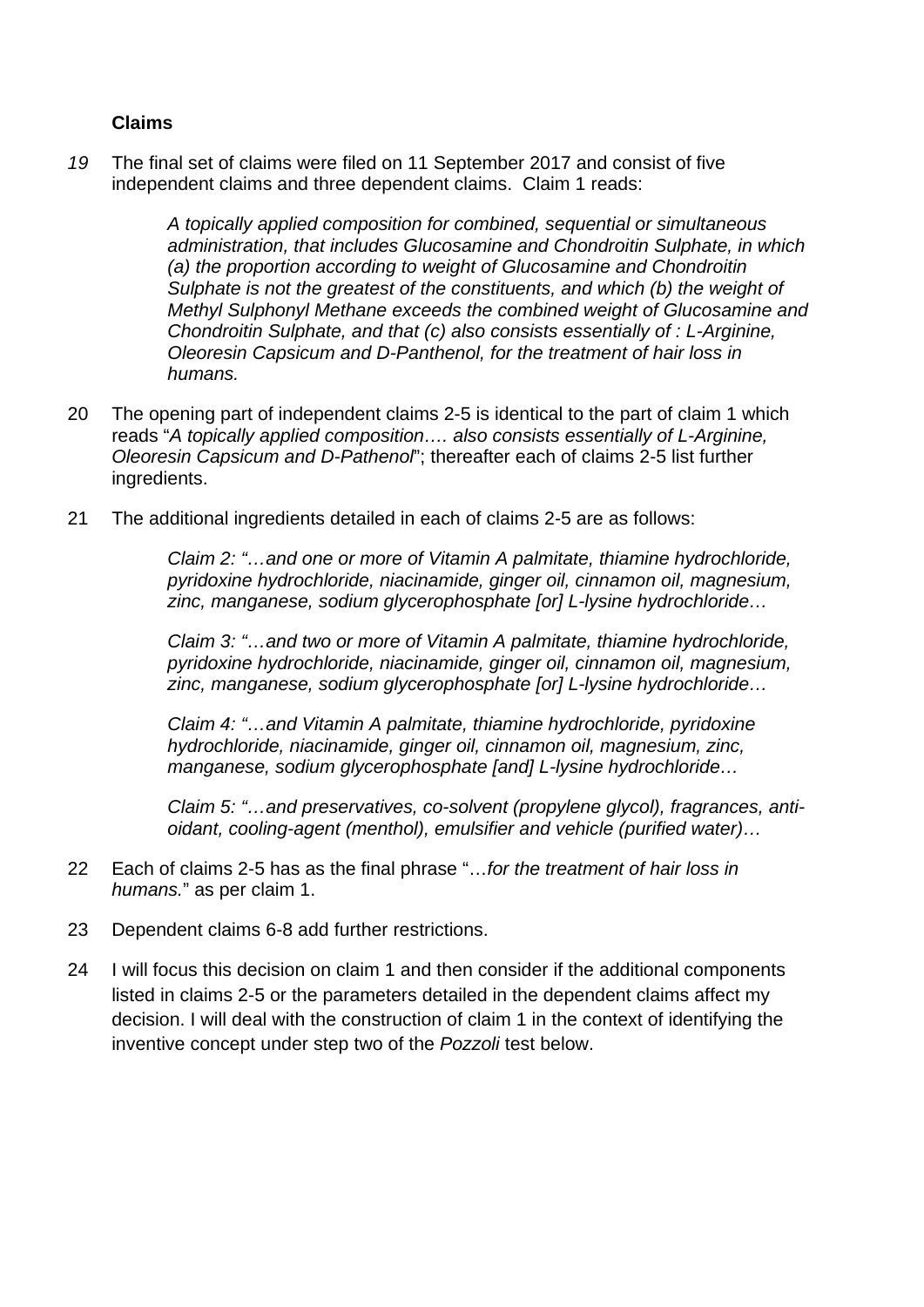**Claims**

*19* The final set of claims were filed on 11 September 2017 and consist of five independent claims and three dependent claims. Claim 1 reads:

> *A topically applied composition for combined, sequential or simultaneous administration, that includes Glucosamine and Chondroitin Sulphate, in which (a) the proportion according to weight of Glucosamine and Chondroitin Sulphate is not the greatest of the constituents, and which (b) the weight of Methyl Sulphonyl Methane exceeds the combined weight of Glucosamine and Chondroitin Sulphate, and that (c) also consists essentially of : L-Arginine, Oleoresin Capsicum and D-Panthenol, for the treatment of hair loss in humans.*

20 The opening part of independent claims 2-5 is identical to the part of claim 1 which reads "*A topically applied composition…. also consists essentially of L-Arginine, Oleoresin Capsicum and D-Pathenol*"; thereafter each of claims 2-5 list further ingredients.

21 The additional ingredients detailed in each of claims 2-5 are as follows:

> *Claim 2: "…and one or more of Vitamin A palmitate, thiamine hydrochloride, pyridoxine hydrochloride, niacinamide, ginger oil, cinnamon oil, magnesium, zinc, manganese, sodium glycerophosphate [or] L-lysine hydrochloride…*
>
> *Claim 3: "…and two or more of Vitamin A palmitate, thiamine hydrochloride, pyridoxine hydrochloride, niacinamide, ginger oil, cinnamon oil, magnesium, zinc, manganese, sodium glycerophosphate [or] L-lysine hydrochloride…*
>
> *Claim 4: "…and Vitamin A palmitate, thiamine hydrochloride, pyridoxine hydrochloride, niacinamide, ginger oil, cinnamon oil, magnesium, zinc, manganese, sodium glycerophosphate [and] L-lysine hydrochloride…*
>
> *Claim 5: "…and preservatives, co-solvent (propylene glycol), fragrances, anti-oidant, cooling-agent (menthol), emulsifier and vehicle (purified water)…*

22 Each of claims 2-5 has as the final phrase "…*for the treatment of hair loss in humans.*" as per claim 1.

23 Dependent claims 6-8 add further restrictions.

24 I will focus this decision on claim 1 and then consider if the additional components listed in claims 2-5 or the parameters detailed in the dependent claims affect my decision. I will deal with the construction of claim 1 in the context of identifying the inventive concept under step two of the *Pozzoli* test below.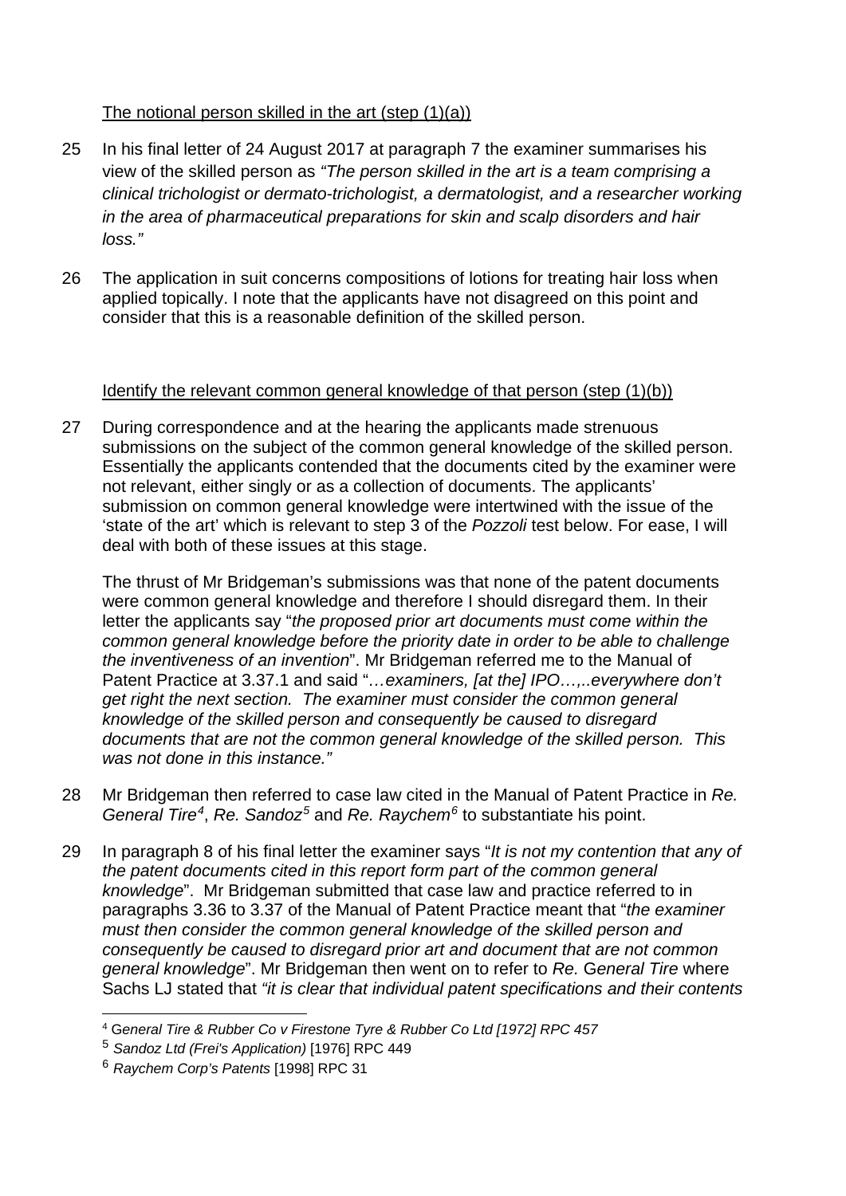The notional person skilled in the art (step (1)(a))

25 In his final letter of 24 August 2017 at paragraph 7 the examiner summarises his view of the skilled person as *"The person skilled in the art is a team comprising a clinical trichologist or dermato-trichologist, a dermatologist, and a researcher working in the area of pharmaceutical preparations for skin and scalp disorders and hair loss."*

26 The application in suit concerns compositions of lotions for treating hair loss when applied topically. I note that the applicants have not disagreed on this point and consider that this is a reasonable definition of the skilled person.

Identify the relevant common general knowledge of that person (step (1)(b))

27 During correspondence and at the hearing the applicants made strenuous submissions on the subject of the common general knowledge of the skilled person. Essentially the applicants contended that the documents cited by the examiner were not relevant, either singly or as a collection of documents. The applicants' submission on common general knowledge were intertwined with the issue of the 'state of the art' which is relevant to step 3 of the *Pozzoli* test below. For ease, I will deal with both of these issues at this stage.

The thrust of Mr Bridgeman's submissions was that none of the patent documents were common general knowledge and therefore I should disregard them. In their letter the applicants say "*the proposed prior art documents must come within the common general knowledge before the priority date in order to be able to challenge the inventiveness of an invention*". Mr Bridgeman referred me to the Manual of Patent Practice at 3.37.1 and said "*…examiners, [at the] IPO…,..everywhere don't get right the next section. The examiner must consider the common general knowledge of the skilled person and consequently be caused to disregard documents that are not the common general knowledge of the skilled person. This was not done in this instance."*

28 Mr Bridgeman then referred to case law cited in the Manual of Patent Practice in *Re. General Tire*[4], *Re. Sandoz*[5] and *Re. Raychem*[6] to substantiate his point.

29 In paragraph 8 of his final letter the examiner says "*It is not my contention that any of the patent documents cited in this report form part of the common general knowledge*". Mr Bridgeman submitted that case law and practice referred to in paragraphs 3.36 to 3.37 of the Manual of Patent Practice meant that "*the examiner must then consider the common general knowledge of the skilled person and consequently be caused to disregard prior art and document that are not common general knowledge*". Mr Bridgeman then went on to refer to *Re.* G*eneral Tire* where Sachs LJ stated that *"it is clear that individual patent specifications and their contents*

---

[4] *General Tire & Rubber Co v Firestone Tyre & Rubber Co Ltd [1972] RPC 457*

[5] *Sandoz Ltd (Frei's Application)* [1976] RPC 449

[6] *Raychem Corp's Patents* [1998] RPC 31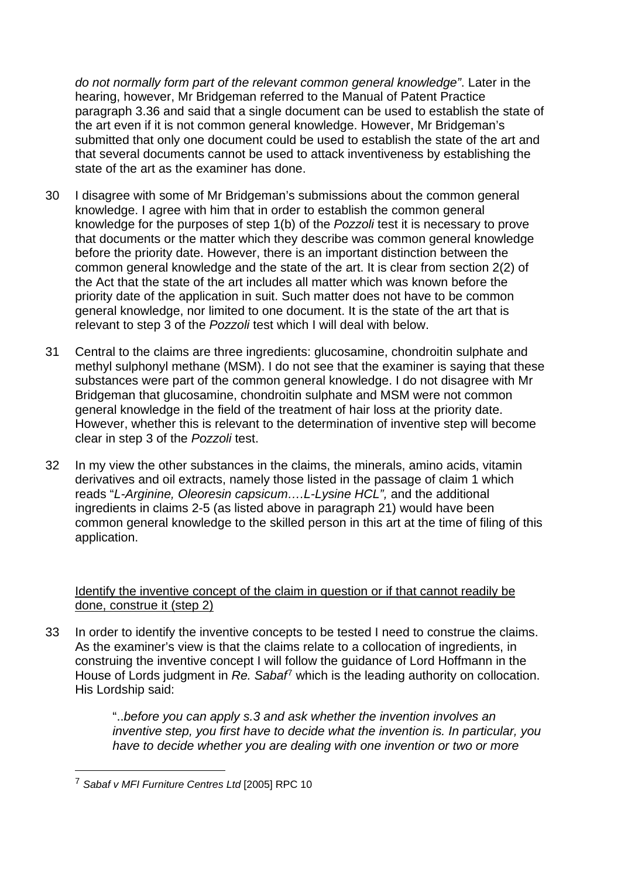*do not normally form part of the relevant common general knowledge"*. Later in the hearing, however, Mr Bridgeman referred to the Manual of Patent Practice paragraph 3.36 and said that a single document can be used to establish the state of the art even if it is not common general knowledge. However, Mr Bridgeman's submitted that only one document could be used to establish the state of the art and that several documents cannot be used to attack inventiveness by establishing the state of the art as the examiner has done.

30 I disagree with some of Mr Bridgeman's submissions about the common general knowledge. I agree with him that in order to establish the common general knowledge for the purposes of step 1(b) of the *Pozzoli* test it is necessary to prove that documents or the matter which they describe was common general knowledge before the priority date. However, there is an important distinction between the common general knowledge and the state of the art. It is clear from section 2(2) of the Act that the state of the art includes all matter which was known before the priority date of the application in suit. Such matter does not have to be common general knowledge, nor limited to one document. It is the state of the art that is relevant to step 3 of the *Pozzoli* test which I will deal with below.

31 Central to the claims are three ingredients: glucosamine, chondroitin sulphate and methyl sulphonyl methane (MSM). I do not see that the examiner is saying that these substances were part of the common general knowledge. I do not disagree with Mr Bridgeman that glucosamine, chondroitin sulphate and MSM were not common general knowledge in the field of the treatment of hair loss at the priority date. However, whether this is relevant to the determination of inventive step will become clear in step 3 of the *Pozzoli* test.

32 In my view the other substances in the claims, the minerals, amino acids, vitamin derivatives and oil extracts, namely those listed in the passage of claim 1 which reads "*L-Arginine, Oleoresin capsicum….L-Lysine HCL",* and the additional ingredients in claims 2-5 (as listed above in paragraph 21) would have been common general knowledge to the skilled person in this art at the time of filing of this application.

<u>Identify the inventive concept of the claim in question or if that cannot readily be done, construe it (step 2)</u>

33 In order to identify the inventive concepts to be tested I need to construe the claims. As the examiner's view is that the claims relate to a collocation of ingredients, in construing the inventive concept I will follow the guidance of Lord Hoffmann in the House of Lords judgment in *Re. Sabaf*[7] which is the leading authority on collocation. His Lordship said:

> "..*before you can apply s.3 and ask whether the invention involves an inventive step, you first have to decide what the invention is. In particular, you have to decide whether you are dealing with one invention or two or more*

---

[7] *Sabaf v MFI Furniture Centres Ltd* [2005] RPC 10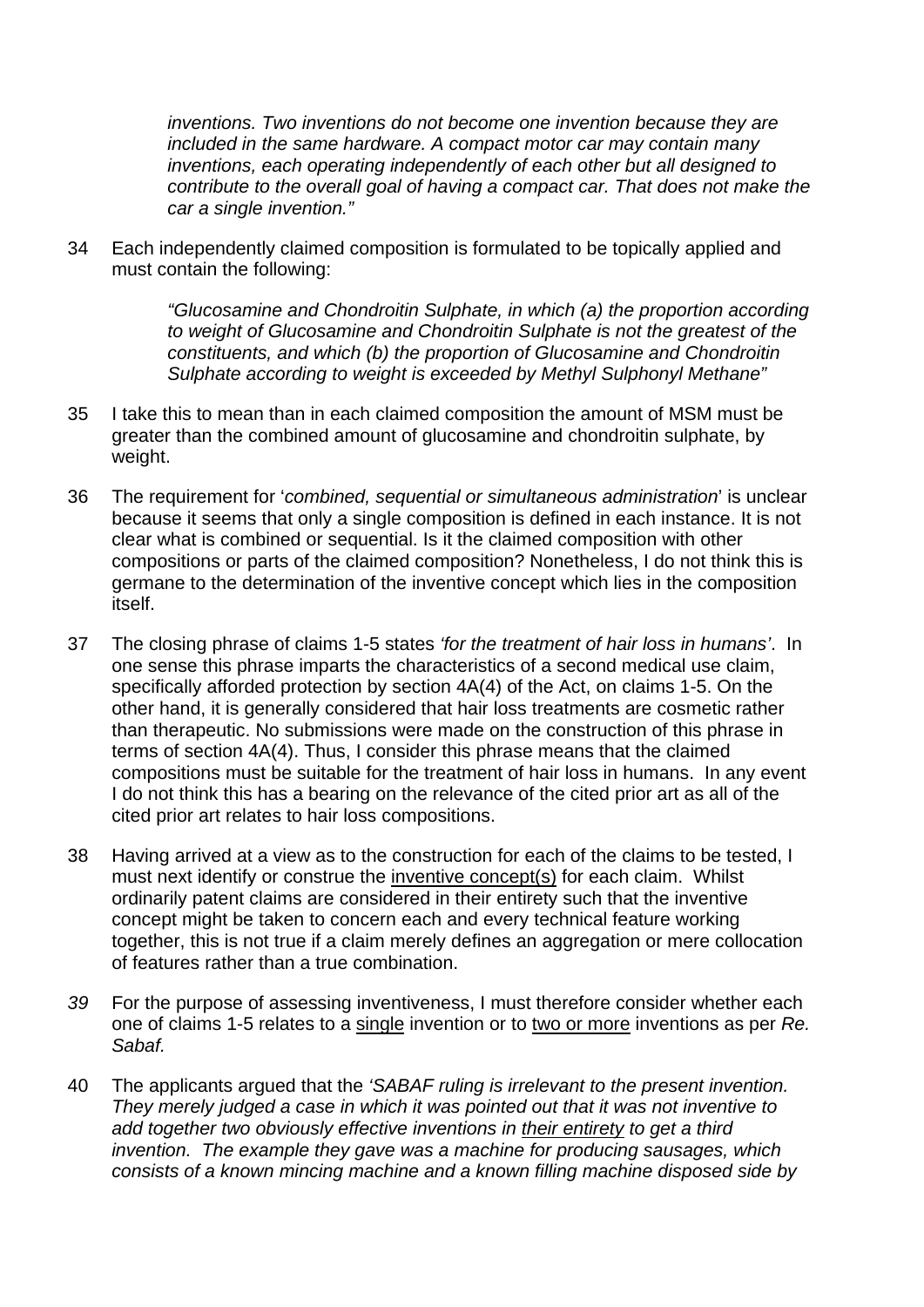> *inventions. Two inventions do not become one invention because they are included in the same hardware. A compact motor car may contain many inventions, each operating independently of each other but all designed to contribute to the overall goal of having a compact car. That does not make the car a single invention."*

34 Each independently claimed composition is formulated to be topically applied and must contain the following:

> *"Glucosamine and Chondroitin Sulphate, in which (a) the proportion according to weight of Glucosamine and Chondroitin Sulphate is not the greatest of the constituents, and which (b) the proportion of Glucosamine and Chondroitin Sulphate according to weight is exceeded by Methyl Sulphonyl Methane"*

35 I take this to mean than in each claimed composition the amount of MSM must be greater than the combined amount of glucosamine and chondroitin sulphate, by weight.

36 The requirement for '*combined, sequential or simultaneous administration*' is unclear because it seems that only a single composition is defined in each instance. It is not clear what is combined or sequential. Is it the claimed composition with other compositions or parts of the claimed composition? Nonetheless, I do not think this is germane to the determination of the inventive concept which lies in the composition itself.

37 The closing phrase of claims 1-5 states *'for the treatment of hair loss in humans'*. In one sense this phrase imparts the characteristics of a second medical use claim, specifically afforded protection by section 4A(4) of the Act, on claims 1-5. On the other hand, it is generally considered that hair loss treatments are cosmetic rather than therapeutic. No submissions were made on the construction of this phrase in terms of section 4A(4). Thus, I consider this phrase means that the claimed compositions must be suitable for the treatment of hair loss in humans. In any event I do not think this has a bearing on the relevance of the cited prior art as all of the cited prior art relates to hair loss compositions.

38 Having arrived at a view as to the construction for each of the claims to be tested, I must next identify or construe the <u>inventive concept(s)</u> for each claim. Whilst ordinarily patent claims are considered in their entirety such that the inventive concept might be taken to concern each and every technical feature working together, this is not true if a claim merely defines an aggregation or mere collocation of features rather than a true combination.

*39* For the purpose of assessing inventiveness, I must therefore consider whether each one of claims 1-5 relates to a <u>single</u> invention or to <u>two or more</u> inventions as per *Re. Sabaf.*

40 The applicants argued that the *'SABAF ruling is irrelevant to the present invention. They merely judged a case in which it was pointed out that it was not inventive to add together two obviously effective inventions in <u>their entirety</u> to get a third invention. The example they gave was a machine for producing sausages, which consists of a known mincing machine and a known filling machine disposed side by*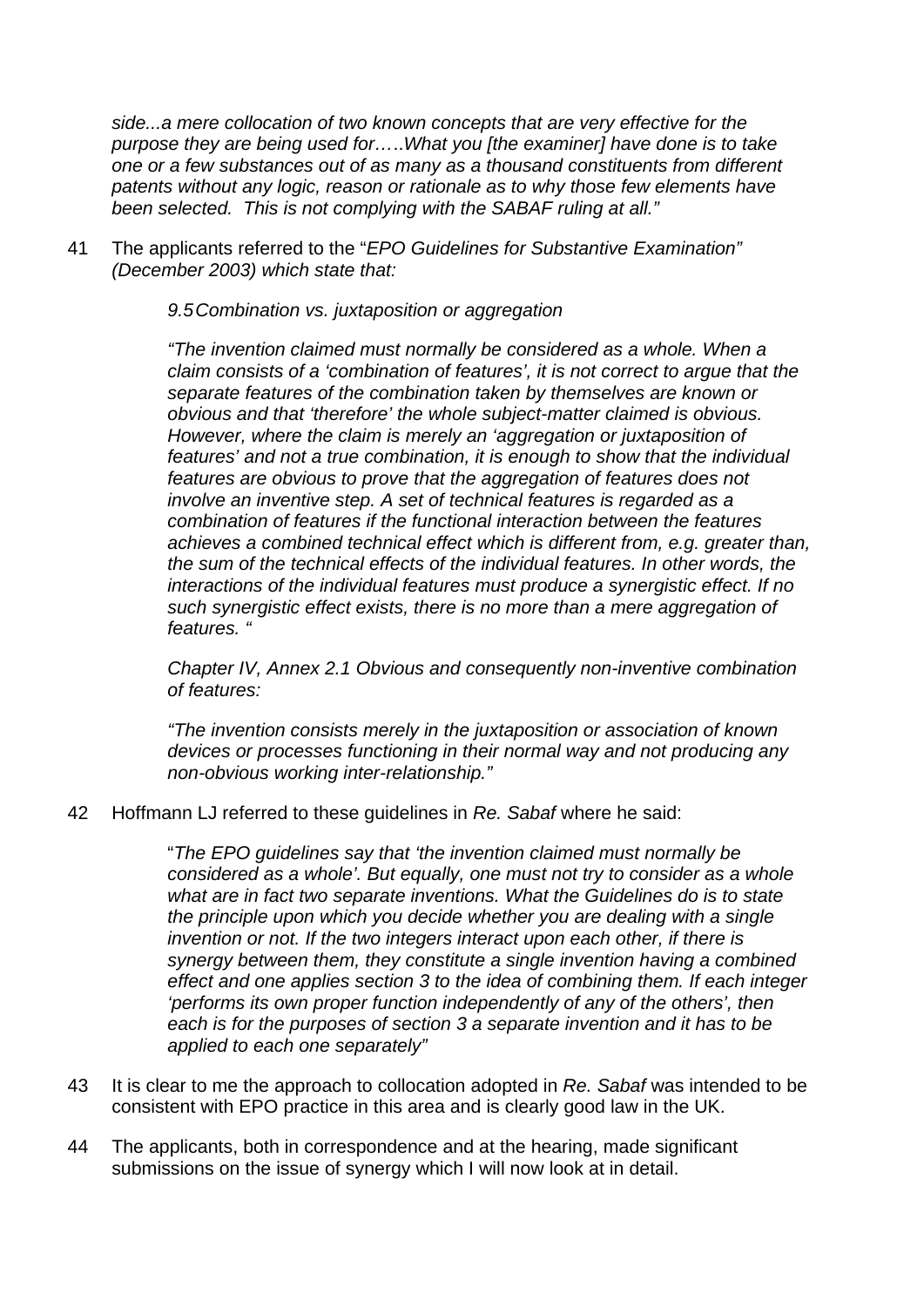*side...a mere collocation of two known concepts that are very effective for the purpose they are being used for…..What you [the examiner] have done is to take one or a few substances out of as many as a thousand constituents from different patents without any logic, reason or rationale as to why those few elements have been selected. This is not complying with the SABAF ruling at all."*

41 The applicants referred to the "*EPO Guidelines for Substantive Examination" (December 2003) which state that:*

> *9.5 Combination vs. juxtaposition or aggregation*
>
> *"The invention claimed must normally be considered as a whole. When a claim consists of a 'combination of features', it is not correct to argue that the separate features of the combination taken by themselves are known or obvious and that 'therefore' the whole subject-matter claimed is obvious. However, where the claim is merely an 'aggregation or juxtaposition of features' and not a true combination, it is enough to show that the individual features are obvious to prove that the aggregation of features does not involve an inventive step. A set of technical features is regarded as a combination of features if the functional interaction between the features achieves a combined technical effect which is different from, e.g. greater than, the sum of the technical effects of the individual features. In other words, the interactions of the individual features must produce a synergistic effect. If no such synergistic effect exists, there is no more than a mere aggregation of features. "*
>
> *Chapter IV, Annex 2.1 Obvious and consequently non-inventive combination of features:*
>
> *"The invention consists merely in the juxtaposition or association of known devices or processes functioning in their normal way and not producing any non-obvious working inter-relationship."*

42 Hoffmann LJ referred to these guidelines in *Re. Sabaf* where he said:

> "*The EPO guidelines say that 'the invention claimed must normally be considered as a whole'. But equally, one must not try to consider as a whole what are in fact two separate inventions. What the Guidelines do is to state the principle upon which you decide whether you are dealing with a single invention or not. If the two integers interact upon each other, if there is synergy between them, they constitute a single invention having a combined effect and one applies section 3 to the idea of combining them. If each integer 'performs its own proper function independently of any of the others', then each is for the purposes of section 3 a separate invention and it has to be applied to each one separately"*

43 It is clear to me the approach to collocation adopted in *Re. Sabaf* was intended to be consistent with EPO practice in this area and is clearly good law in the UK.

44 The applicants, both in correspondence and at the hearing, made significant submissions on the issue of synergy which I will now look at in detail.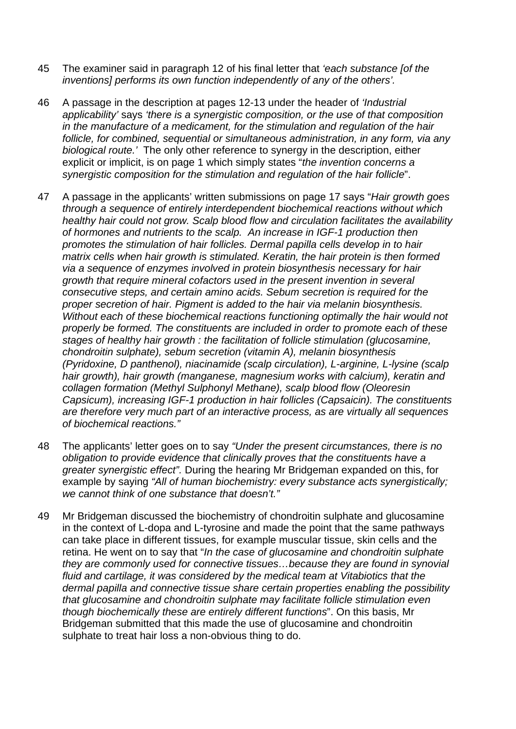45 The examiner said in paragraph 12 of his final letter that *'each substance [of the inventions] performs its own function independently of any of the others'.*

46 A passage in the description at pages 12-13 under the header of *'Industrial applicability'* says *'there is a synergistic composition, or the use of that composition in the manufacture of a medicament, for the stimulation and regulation of the hair follicle, for combined, sequential or simultaneous administration, in any form, via any biological route.'* The only other reference to synergy in the description, either explicit or implicit, is on page 1 which simply states "*the invention concerns a synergistic composition for the stimulation and regulation of the hair follicle*".

47 A passage in the applicants' written submissions on page 17 says "*Hair growth goes through a sequence of entirely interdependent biochemical reactions without which healthy hair could not grow. Scalp blood flow and circulation facilitates the availability of hormones and nutrients to the scalp. An increase in IGF-1 production then promotes the stimulation of hair follicles. Dermal papilla cells develop in to hair matrix cells when hair growth is stimulated. Keratin, the hair protein is then formed via a sequence of enzymes involved in protein biosynthesis necessary for hair growth that require mineral cofactors used in the present invention in several consecutive steps, and certain amino acids. Sebum secretion is required for the proper secretion of hair. Pigment is added to the hair via melanin biosynthesis. Without each of these biochemical reactions functioning optimally the hair would not properly be formed. The constituents are included in order to promote each of these stages of healthy hair growth : the facilitation of follicle stimulation (glucosamine, chondroitin sulphate), sebum secretion (vitamin A), melanin biosynthesis (Pyridoxine, D panthenol), niacinamide (scalp circulation), L-arginine, L-lysine (scalp hair growth), hair growth (manganese, magnesium works with calcium), keratin and collagen formation (Methyl Sulphonyl Methane), scalp blood flow (Oleoresin Capsicum), increasing IGF-1 production in hair follicles (Capsaicin). The constituents are therefore very much part of an interactive process, as are virtually all sequences of biochemical reactions.*"

48 The applicants' letter goes on to say *"Under the present circumstances, there is no obligation to provide evidence that clinically proves that the constituents have a greater synergistic effect".* During the hearing Mr Bridgeman expanded on this, for example by saying *"All of human biochemistry: every substance acts synergistically; we cannot think of one substance that doesn't."*

49 Mr Bridgeman discussed the biochemistry of chondroitin sulphate and glucosamine in the context of L-dopa and L-tyrosine and made the point that the same pathways can take place in different tissues, for example muscular tissue, skin cells and the retina. He went on to say that "*In the case of glucosamine and chondroitin sulphate they are commonly used for connective tissues…because they are found in synovial fluid and cartilage, it was considered by the medical team at Vitabiotics that the dermal papilla and connective tissue share certain properties enabling the possibility that glucosamine and chondroitin sulphate may facilitate follicle stimulation even though biochemically these are entirely different functions*". On this basis, Mr Bridgeman submitted that this made the use of glucosamine and chondroitin sulphate to treat hair loss a non-obvious thing to do.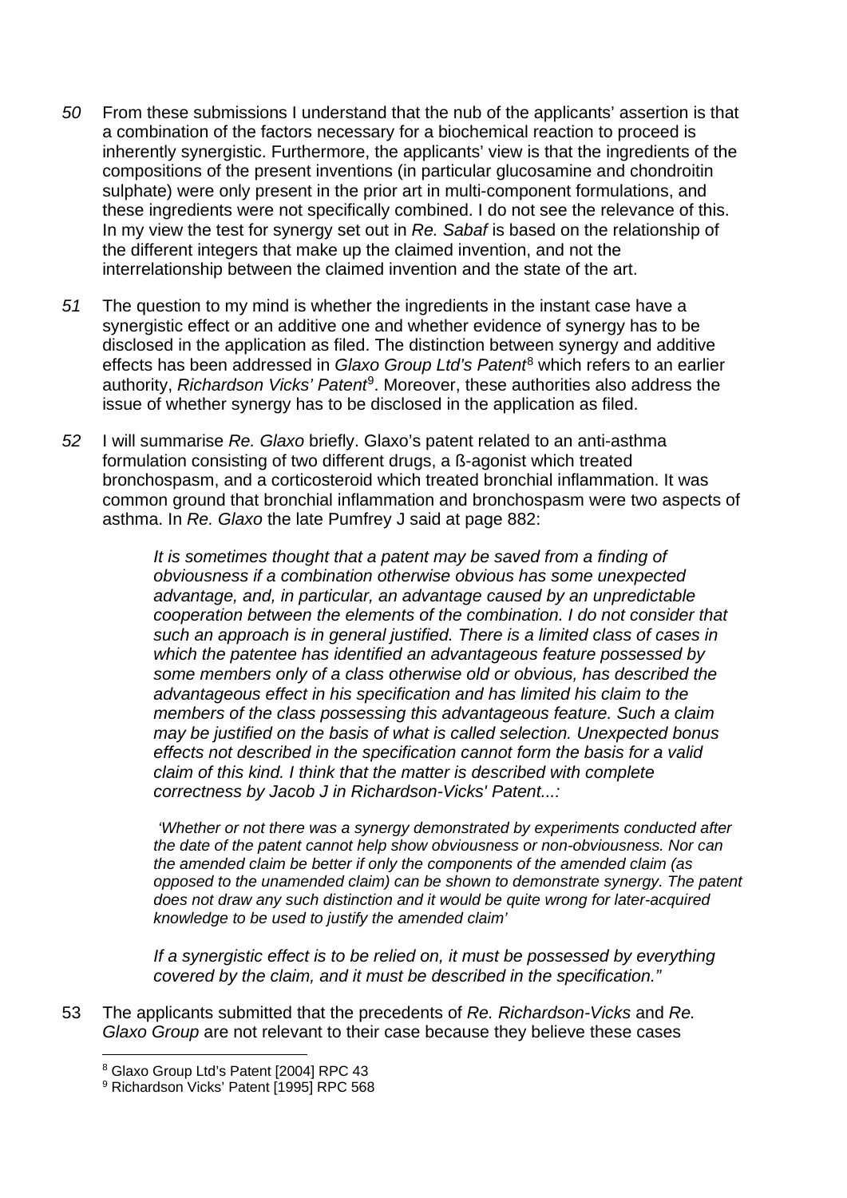*50* From these submissions I understand that the nub of the applicants' assertion is that a combination of the factors necessary for a biochemical reaction to proceed is inherently synergistic. Furthermore, the applicants' view is that the ingredients of the compositions of the present inventions (in particular glucosamine and chondroitin sulphate) were only present in the prior art in multi-component formulations, and these ingredients were not specifically combined. I do not see the relevance of this. In my view the test for synergy set out in *Re. Sabaf* is based on the relationship of the different integers that make up the claimed invention, and not the interrelationship between the claimed invention and the state of the art.

*51* The question to my mind is whether the ingredients in the instant case have a synergistic effect or an additive one and whether evidence of synergy has to be disclosed in the application as filed. The distinction between synergy and additive effects has been addressed in *Glaxo Group Ltd's Patent*[8] which refers to an earlier authority, *Richardson Vicks' Patent*[9]. Moreover, these authorities also address the issue of whether synergy has to be disclosed in the application as filed.

*52* I will summarise *Re. Glaxo* briefly. Glaxo's patent related to an anti-asthma formulation consisting of two different drugs, a ß-agonist which treated bronchospasm, and a corticosteroid which treated bronchial inflammation. It was common ground that bronchial inflammation and bronchospasm were two aspects of asthma. In *Re. Glaxo* the late Pumfrey J said at page 882:

> *It is sometimes thought that a patent may be saved from a finding of obviousness if a combination otherwise obvious has some unexpected advantage, and, in particular, an advantage caused by an unpredictable cooperation between the elements of the combination. I do not consider that such an approach is in general justified. There is a limited class of cases in which the patentee has identified an advantageous feature possessed by some members only of a class otherwise old or obvious, has described the advantageous effect in his specification and has limited his claim to the members of the class possessing this advantageous feature. Such a claim may be justified on the basis of what is called selection. Unexpected bonus effects not described in the specification cannot form the basis for a valid claim of this kind. I think that the matter is described with complete correctness by Jacob J in Richardson-Vicks' Patent...:*
>
> *'Whether or not there was a synergy demonstrated by experiments conducted after the date of the patent cannot help show obviousness or non-obviousness. Nor can the amended claim be better if only the components of the amended claim (as opposed to the unamended claim) can be shown to demonstrate synergy. The patent does not draw any such distinction and it would be quite wrong for later-acquired knowledge to be used to justify the amended claim'*
>
> *If a synergistic effect is to be relied on, it must be possessed by everything covered by the claim, and it must be described in the specification."*

53 The applicants submitted that the precedents of *Re. Richardson-Vicks* and *Re. Glaxo Group* are not relevant to their case because they believe these cases

[8] Glaxo Group Ltd's Patent [2004] RPC 43

[9] Richardson Vicks' Patent [1995] RPC 568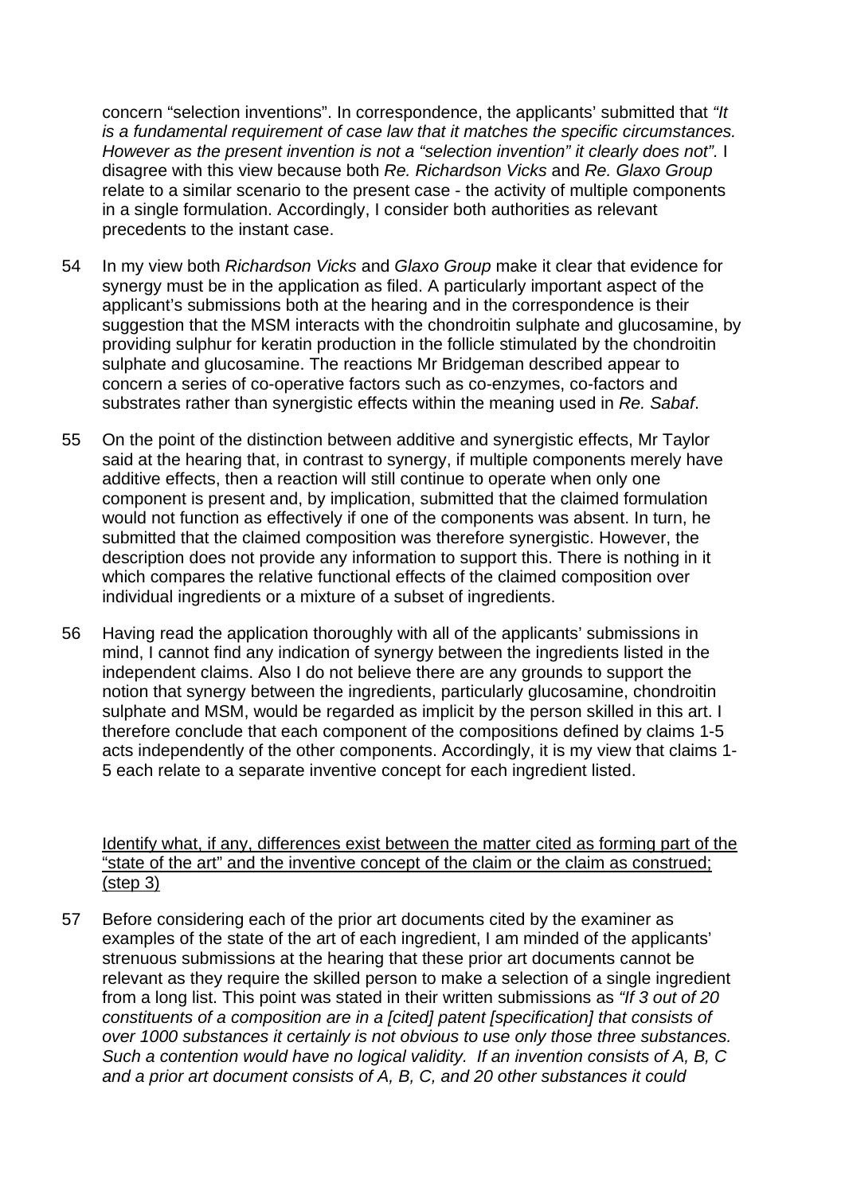concern "selection inventions". In correspondence, the applicants' submitted that *"It is a fundamental requirement of case law that it matches the specific circumstances. However as the present invention is not a "selection invention" it clearly does not"*. I disagree with this view because both *Re. Richardson Vicks* and *Re. Glaxo Group* relate to a similar scenario to the present case - the activity of multiple components in a single formulation. Accordingly, I consider both authorities as relevant precedents to the instant case.

54 In my view both *Richardson Vicks* and *Glaxo Group* make it clear that evidence for synergy must be in the application as filed. A particularly important aspect of the applicant's submissions both at the hearing and in the correspondence is their suggestion that the MSM interacts with the chondroitin sulphate and glucosamine, by providing sulphur for keratin production in the follicle stimulated by the chondroitin sulphate and glucosamine. The reactions Mr Bridgeman described appear to concern a series of co-operative factors such as co-enzymes, co-factors and substrates rather than synergistic effects within the meaning used in *Re. Sabaf*.

55 On the point of the distinction between additive and synergistic effects, Mr Taylor said at the hearing that, in contrast to synergy, if multiple components merely have additive effects, then a reaction will still continue to operate when only one component is present and, by implication, submitted that the claimed formulation would not function as effectively if one of the components was absent. In turn, he submitted that the claimed composition was therefore synergistic. However, the description does not provide any information to support this. There is nothing in it which compares the relative functional effects of the claimed composition over individual ingredients or a mixture of a subset of ingredients.

56 Having read the application thoroughly with all of the applicants' submissions in mind, I cannot find any indication of synergy between the ingredients listed in the independent claims. Also I do not believe there are any grounds to support the notion that synergy between the ingredients, particularly glucosamine, chondroitin sulphate and MSM, would be regarded as implicit by the person skilled in this art. I therefore conclude that each component of the compositions defined by claims 1-5 acts independently of the other components. Accordingly, it is my view that claims 1-5 each relate to a separate inventive concept for each ingredient listed.

<u>Identify what, if any, differences exist between the matter cited as forming part of the "state of the art" and the inventive concept of the claim or the claim as construed; (step 3)</u>

57 Before considering each of the prior art documents cited by the examiner as examples of the state of the art of each ingredient, I am minded of the applicants' strenuous submissions at the hearing that these prior art documents cannot be relevant as they require the skilled person to make a selection of a single ingredient from a long list. This point was stated in their written submissions as *"If 3 out of 20 constituents of a composition are in a [cited] patent [specification] that consists of over 1000 substances it certainly is not obvious to use only those three substances. Such a contention would have no logical validity. If an invention consists of A, B, C and a prior art document consists of A, B, C, and 20 other substances it could*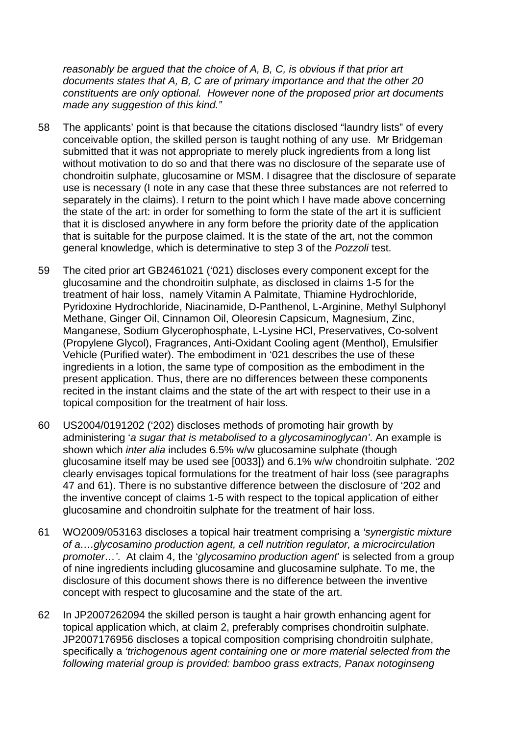*reasonably be argued that the choice of A, B, C, is obvious if that prior art documents states that A, B, C are of primary importance and that the other 20 constituents are only optional. However none of the proposed prior art documents made any suggestion of this kind."*

58 The applicants' point is that because the citations disclosed "laundry lists" of every conceivable option, the skilled person is taught nothing of any use. Mr Bridgeman submitted that it was not appropriate to merely pluck ingredients from a long list without motivation to do so and that there was no disclosure of the separate use of chondroitin sulphate, glucosamine or MSM. I disagree that the disclosure of separate use is necessary (I note in any case that these three substances are not referred to separately in the claims). I return to the point which I have made above concerning the state of the art: in order for something to form the state of the art it is sufficient that it is disclosed anywhere in any form before the priority date of the application that is suitable for the purpose claimed. It is the state of the art, not the common general knowledge, which is determinative to step 3 of the *Pozzoli* test.

59 The cited prior art GB2461021 ('021) discloses every component except for the glucosamine and the chondroitin sulphate, as disclosed in claims 1-5 for the treatment of hair loss, namely Vitamin A Palmitate, Thiamine Hydrochloride, Pyridoxine Hydrochloride, Niacinamide, D-Panthenol, L-Arginine, Methyl Sulphonyl Methane, Ginger Oil, Cinnamon Oil, Oleoresin Capsicum, Magnesium, Zinc, Manganese, Sodium Glycerophosphate, L-Lysine HCl, Preservatives, Co-solvent (Propylene Glycol), Fragrances, Anti-Oxidant Cooling agent (Menthol), Emulsifier Vehicle (Purified water). The embodiment in '021 describes the use of these ingredients in a lotion, the same type of composition as the embodiment in the present application. Thus, there are no differences between these components recited in the instant claims and the state of the art with respect to their use in a topical composition for the treatment of hair loss.

60 US2004/0191202 ('202) discloses methods of promoting hair growth by administering '*a sugar that is metabolised to a glycosaminoglycan'*. An example is shown which *inter alia* includes 6.5% w/w glucosamine sulphate (though glucosamine itself may be used see [0033]) and 6.1% w/w chondroitin sulphate. '202 clearly envisages topical formulations for the treatment of hair loss (see paragraphs 47 and 61). There is no substantive difference between the disclosure of '202 and the inventive concept of claims 1-5 with respect to the topical application of either glucosamine and chondroitin sulphate for the treatment of hair loss.

61 WO2009/053163 discloses a topical hair treatment comprising a *'synergistic mixture of a….glycosamino production agent, a cell nutrition regulator, a microcirculation promoter…'*. At claim 4, the '*glycosamino production agent*' is selected from a group of nine ingredients including glucosamine and glucosamine sulphate. To me, the disclosure of this document shows there is no difference between the inventive concept with respect to glucosamine and the state of the art.

62 In JP2007262094 the skilled person is taught a hair growth enhancing agent for topical application which, at claim 2, preferably comprises chondroitin sulphate. JP2007176956 discloses a topical composition comprising chondroitin sulphate, specifically a *'trichogenous agent containing one or more material selected from the following material group is provided: bamboo grass extracts, Panax notoginseng*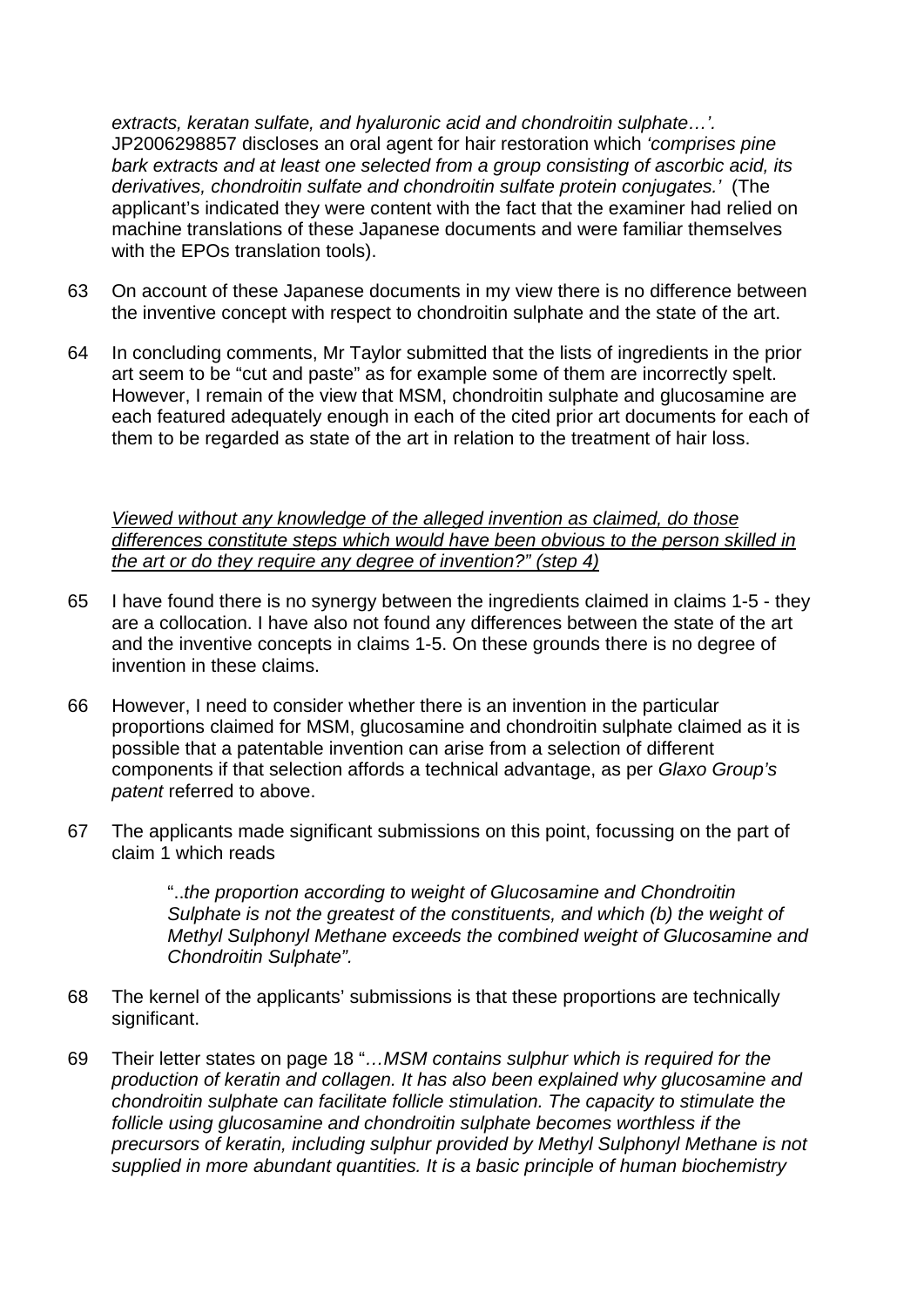*extracts, keratan sulfate, and hyaluronic acid and chondroitin sulphate…'.* JP2006298857 discloses an oral agent for hair restoration which *'comprises pine bark extracts and at least one selected from a group consisting of ascorbic acid, its derivatives, chondroitin sulfate and chondroitin sulfate protein conjugates.'* (The applicant's indicated they were content with the fact that the examiner had relied on machine translations of these Japanese documents and were familiar themselves with the EPOs translation tools).

63 On account of these Japanese documents in my view there is no difference between the inventive concept with respect to chondroitin sulphate and the state of the art.

64 In concluding comments, Mr Taylor submitted that the lists of ingredients in the prior art seem to be "cut and paste" as for example some of them are incorrectly spelt. However, I remain of the view that MSM, chondroitin sulphate and glucosamine are each featured adequately enough in each of the cited prior art documents for each of them to be regarded as state of the art in relation to the treatment of hair loss.

<u>*Viewed without any knowledge of the alleged invention as claimed, do those differences constitute steps which would have been obvious to the person skilled in the art or do they require any degree of invention?" (step 4)*</u>

65 I have found there is no synergy between the ingredients claimed in claims 1-5 - they are a collocation. I have also not found any differences between the state of the art and the inventive concepts in claims 1-5. On these grounds there is no degree of invention in these claims.

66 However, I need to consider whether there is an invention in the particular proportions claimed for MSM, glucosamine and chondroitin sulphate claimed as it is possible that a patentable invention can arise from a selection of different components if that selection affords a technical advantage, as per *Glaxo Group's patent* referred to above.

67 The applicants made significant submissions on this point, focussing on the part of claim 1 which reads

> "..*the proportion according to weight of Glucosamine and Chondroitin Sulphate is not the greatest of the constituents, and which (b) the weight of Methyl Sulphonyl Methane exceeds the combined weight of Glucosamine and Chondroitin Sulphate"*.

68 The kernel of the applicants' submissions is that these proportions are technically significant.

69 Their letter states on page 18 "*…MSM contains sulphur which is required for the production of keratin and collagen. It has also been explained why glucosamine and chondroitin sulphate can facilitate follicle stimulation. The capacity to stimulate the follicle using glucosamine and chondroitin sulphate becomes worthless if the precursors of keratin, including sulphur provided by Methyl Sulphonyl Methane is not supplied in more abundant quantities. It is a basic principle of human biochemistry*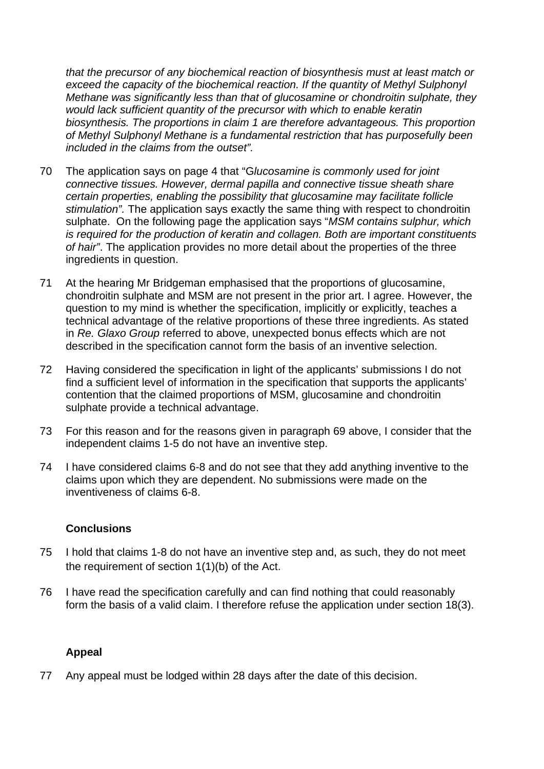*that the precursor of any biochemical reaction of biosynthesis must at least match or exceed the capacity of the biochemical reaction. If the quantity of Methyl Sulphonyl Methane was significantly less than that of glucosamine or chondroitin sulphate, they would lack sufficient quantity of the precursor with which to enable keratin biosynthesis. The proportions in claim 1 are therefore advantageous. This proportion of Methyl Sulphonyl Methane is a fundamental restriction that has purposefully been included in the claims from the outset".*

70 The application says on page 4 that "G*lucosamine is commonly used for joint connective tissues. However, dermal papilla and connective tissue sheath share certain properties, enabling the possibility that glucosamine may facilitate follicle stimulation".* The application says exactly the same thing with respect to chondroitin sulphate. On the following page the application says "*MSM contains sulphur, which is required for the production of keratin and collagen. Both are important constituents of hair"*. The application provides no more detail about the properties of the three ingredients in question.

71 At the hearing Mr Bridgeman emphasised that the proportions of glucosamine, chondroitin sulphate and MSM are not present in the prior art. I agree. However, the question to my mind is whether the specification, implicitly or explicitly, teaches a technical advantage of the relative proportions of these three ingredients. As stated in *Re. Glaxo Group* referred to above, unexpected bonus effects which are not described in the specification cannot form the basis of an inventive selection.

72 Having considered the specification in light of the applicants' submissions I do not find a sufficient level of information in the specification that supports the applicants' contention that the claimed proportions of MSM, glucosamine and chondroitin sulphate provide a technical advantage.

73 For this reason and for the reasons given in paragraph 69 above, I consider that the independent claims 1-5 do not have an inventive step.

74 I have considered claims 6-8 and do not see that they add anything inventive to the claims upon which they are dependent. No submissions were made on the inventiveness of claims 6-8.

**Conclusions**

75 I hold that claims 1-8 do not have an inventive step and, as such, they do not meet the requirement of section 1(1)(b) of the Act.

76 I have read the specification carefully and can find nothing that could reasonably form the basis of a valid claim. I therefore refuse the application under section 18(3).

**Appeal**

77 Any appeal must be lodged within 28 days after the date of this decision.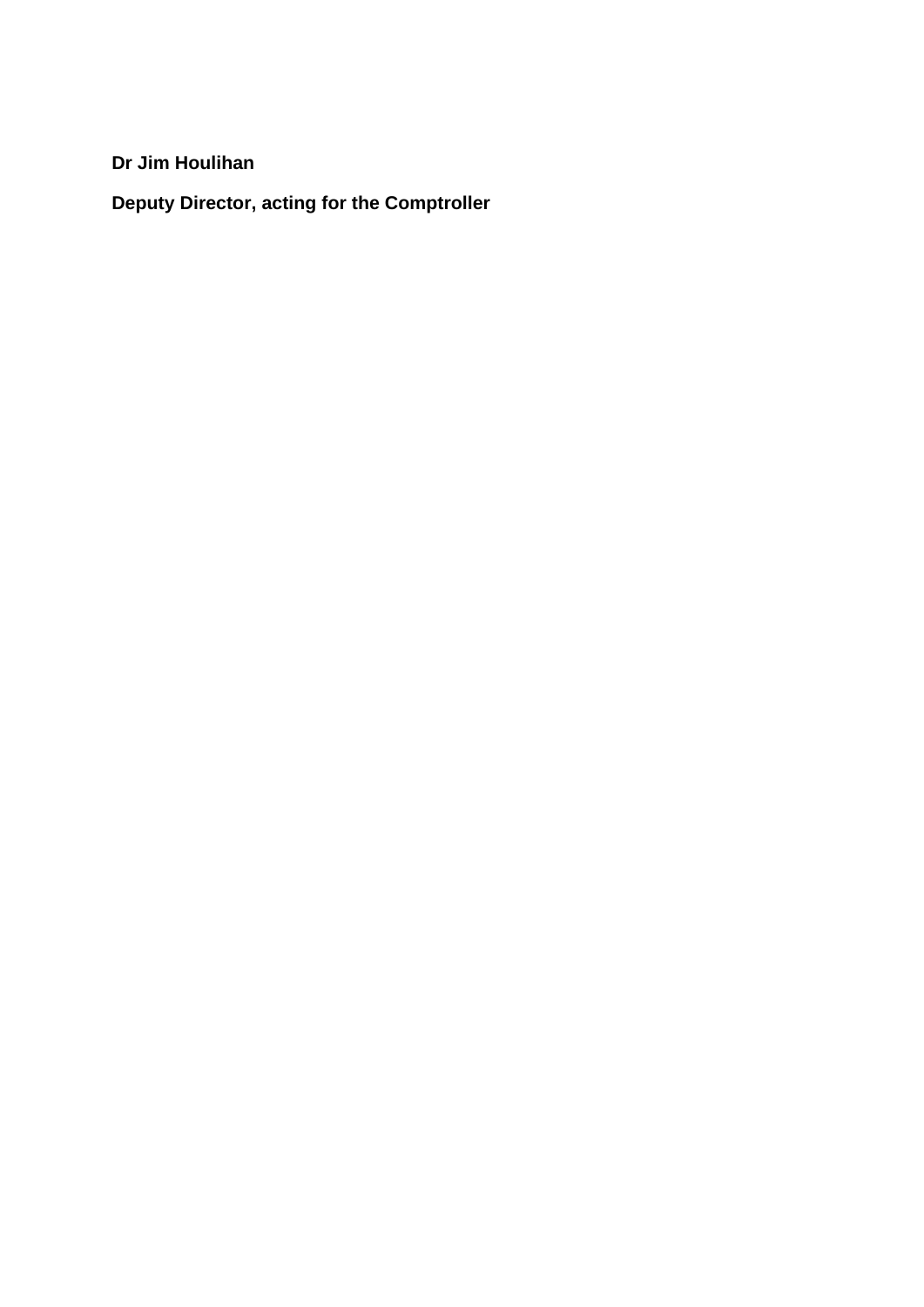**Dr Jim Houlihan**

**Deputy Director, acting for the Comptroller**